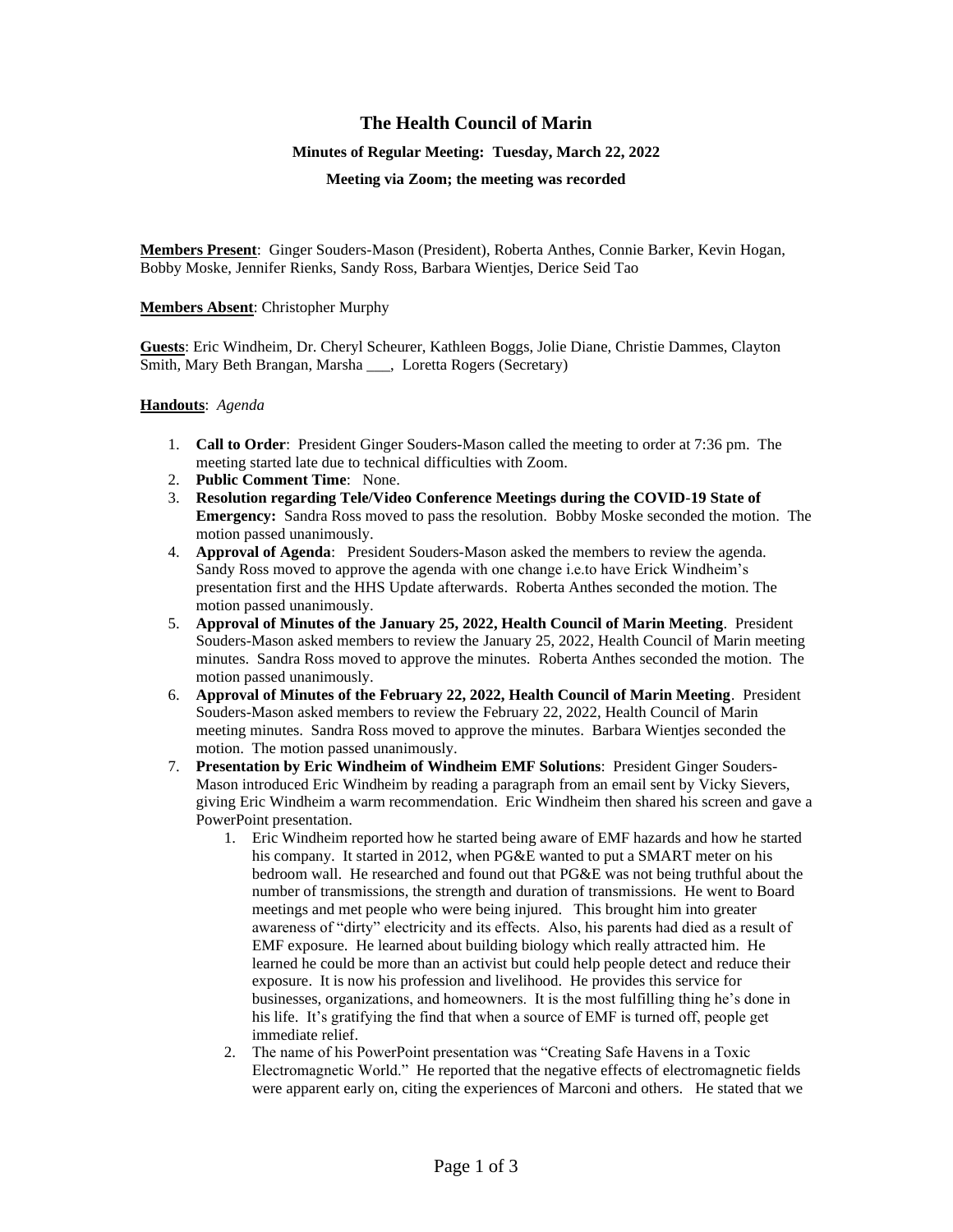# The Health Council of Marin

**Minutes of Regular Meeting: Tuesday, March 22, 2022**

**Meeting via Zoom; the meeting was recorded**

**Members Present**: Ginger Souders-Mason (President), Roberta Anthes, Connie Barker, Kevin Hogan, Bobby Moske, Jennifer Rienks, Sandy Ross, Barbara Wientjes, Derice Seid Tao

**Members Absent**: Christopher Murphy

**Guests**: Eric Windheim, Dr. Cheryl Scheurer, Kathleen Boggs, Jolie Diane, Christie Dammes, Clayton Smith, Mary Beth Brangan, Marsha ___, Loretta Rogers (Secretary)

**Handouts**: *Agenda*

1. **Call to Order**: President Ginger Souders-Mason called the meeting to order at 7:36 pm. The meeting started late due to technical difficulties with Zoom.
2. **Public Comment Time**: None.
3. **Resolution regarding Tele/Video Conference Meetings during the COVID-19 State of Emergency:** Sandra Ross moved to pass the resolution. Bobby Moske seconded the motion. The motion passed unanimously.
4. **Approval of Agenda**: President Souders-Mason asked the members to review the agenda. Sandy Ross moved to approve the agenda with one change i.e.to have Erick Windheim's presentation first and the HHS Update afterwards. Roberta Anthes seconded the motion. The motion passed unanimously.
5. **Approval of Minutes of the January 25, 2022, Health Council of Marin Meeting**. President Souders-Mason asked members to review the January 25, 2022, Health Council of Marin meeting minutes. Sandra Ross moved to approve the minutes. Roberta Anthes seconded the motion. The motion passed unanimously.
6. **Approval of Minutes of the February 22, 2022, Health Council of Marin Meeting**. President Souders-Mason asked members to review the February 22, 2022, Health Council of Marin meeting minutes. Sandra Ross moved to approve the minutes. Barbara Wientjes seconded the motion. The motion passed unanimously.
7. **Presentation by Eric Windheim of Windheim EMF Solutions**: President Ginger Souders-Mason introduced Eric Windheim by reading a paragraph from an email sent by Vicky Sievers, giving Eric Windheim a warm recommendation. Eric Windheim then shared his screen and gave a PowerPoint presentation.
    1. Eric Windheim reported how he started being aware of EMF hazards and how he started his company. It started in 2012, when PG&E wanted to put a SMART meter on his bedroom wall. He researched and found out that PG&E was not being truthful about the number of transmissions, the strength and duration of transmissions. He went to Board meetings and met people who were being injured. This brought him into greater awareness of "dirty" electricity and its effects. Also, his parents had died as a result of EMF exposure. He learned about building biology which really attracted him. He learned he could be more than an activist but could help people detect and reduce their exposure. It is now his profession and livelihood. He provides this service for businesses, organizations, and homeowners. It is the most fulfilling thing he's done in his life. It's gratifying the find that when a source of EMF is turned off, people get immediate relief.
    2. The name of his PowerPoint presentation was "Creating Safe Havens in a Toxic Electromagnetic World." He reported that the negative effects of electromagnetic fields were apparent early on, citing the experiences of Marconi and others. He stated that we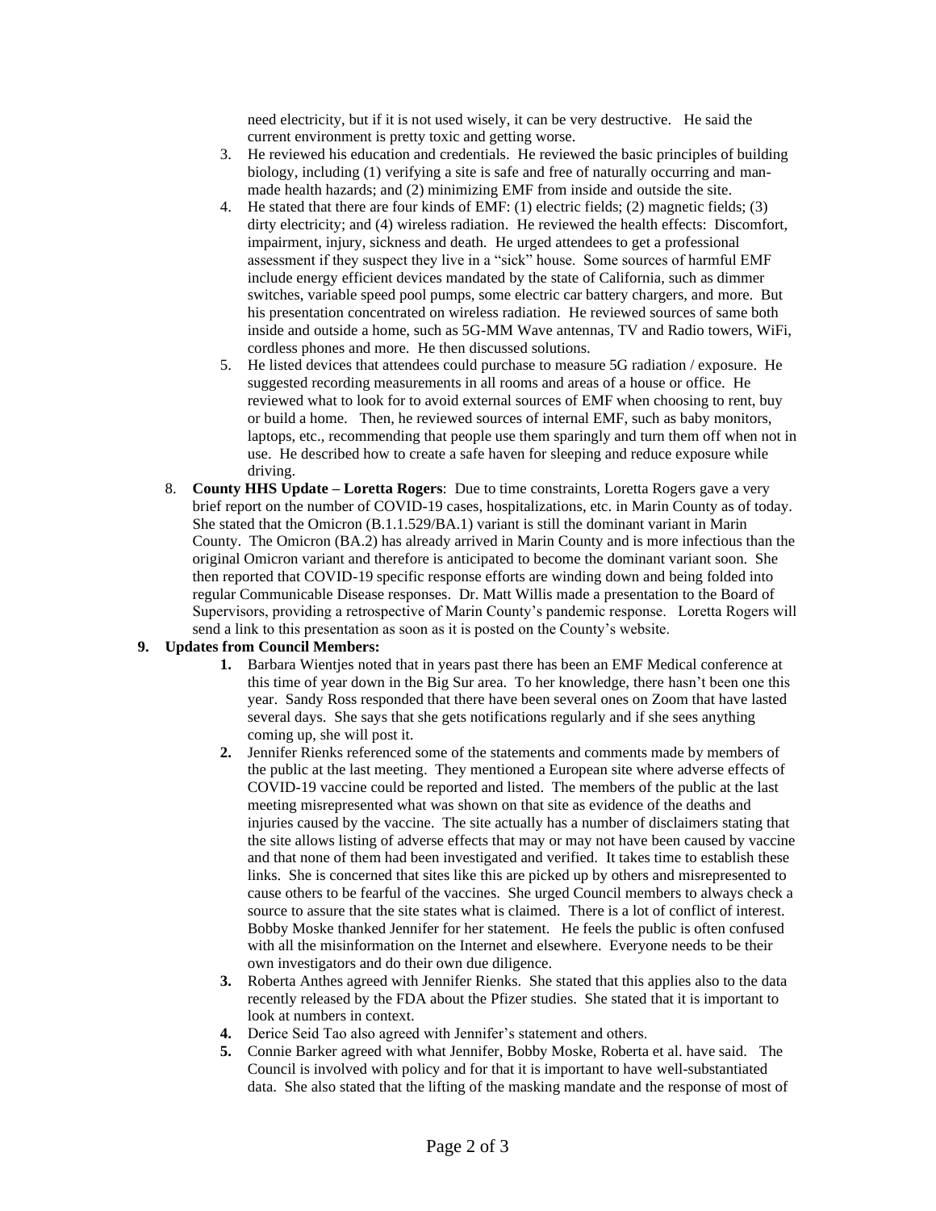need electricity, but if it is not used wisely, it can be very destructive. He said the current environment is pretty toxic and getting worse.

3. He reviewed his education and credentials. He reviewed the basic principles of building biology, including (1) verifying a site is safe and free of naturally occurring and man-made health hazards; and (2) minimizing EMF from inside and outside the site.
4. He stated that there are four kinds of EMF: (1) electric fields; (2) magnetic fields; (3) dirty electricity; and (4) wireless radiation. He reviewed the health effects: Discomfort, impairment, injury, sickness and death. He urged attendees to get a professional assessment if they suspect they live in a "sick" house. Some sources of harmful EMF include energy efficient devices mandated by the state of California, such as dimmer switches, variable speed pool pumps, some electric car battery chargers, and more. But his presentation concentrated on wireless radiation. He reviewed sources of same both inside and outside a home, such as 5G-MM Wave antennas, TV and Radio towers, WiFi, cordless phones and more. He then discussed solutions.
5. He listed devices that attendees could purchase to measure 5G radiation / exposure. He suggested recording measurements in all rooms and areas of a house or office. He reviewed what to look for to avoid external sources of EMF when choosing to rent, buy or build a home. Then, he reviewed sources of internal EMF, such as baby monitors, laptops, etc., recommending that people use them sparingly and turn them off when not in use. He described how to create a safe haven for sleeping and reduce exposure while driving.

8. **County HHS Update – Loretta Rogers**: Due to time constraints, Loretta Rogers gave a very brief report on the number of COVID-19 cases, hospitalizations, etc. in Marin County as of today. She stated that the Omicron (B.1.1.529/BA.1) variant is still the dominant variant in Marin County. The Omicron (BA.2) has already arrived in Marin County and is more infectious than the original Omicron variant and therefore is anticipated to become the dominant variant soon. She then reported that COVID-19 specific response efforts are winding down and being folded into regular Communicable Disease responses. Dr. Matt Willis made a presentation to the Board of Supervisors, providing a retrospective of Marin County's pandemic response. Loretta Rogers will send a link to this presentation as soon as it is posted on the County's website.

**9. Updates from Council Members:**

1. Barbara Wientjes noted that in years past there has been an EMF Medical conference at this time of year down in the Big Sur area. To her knowledge, there hasn't been one this year. Sandy Ross responded that there have been several ones on Zoom that have lasted several days. She says that she gets notifications regularly and if she sees anything coming up, she will post it.
2. Jennifer Rienks referenced some of the statements and comments made by members of the public at the last meeting. They mentioned a European site where adverse effects of COVID-19 vaccine could be reported and listed. The members of the public at the last meeting misrepresented what was shown on that site as evidence of the deaths and injuries caused by the vaccine. The site actually has a number of disclaimers stating that the site allows listing of adverse effects that may or may not have been caused by vaccine and that none of them had been investigated and verified. It takes time to establish these links. She is concerned that sites like this are picked up by others and misrepresented to cause others to be fearful of the vaccines. She urged Council members to always check a source to assure that the site states what is claimed. There is a lot of conflict of interest. Bobby Moske thanked Jennifer for her statement. He feels the public is often confused with all the misinformation on the Internet and elsewhere. Everyone needs to be their own investigators and do their own due diligence.
3. Roberta Anthes agreed with Jennifer Rienks. She stated that this applies also to the data recently released by the FDA about the Pfizer studies. She stated that it is important to look at numbers in context.
4. Derice Seid Tao also agreed with Jennifer's statement and others.
5. Connie Barker agreed with what Jennifer, Bobby Moske, Roberta et al. have said. The Council is involved with policy and for that it is important to have well-substantiated data. She also stated that the lifting of the masking mandate and the response of most of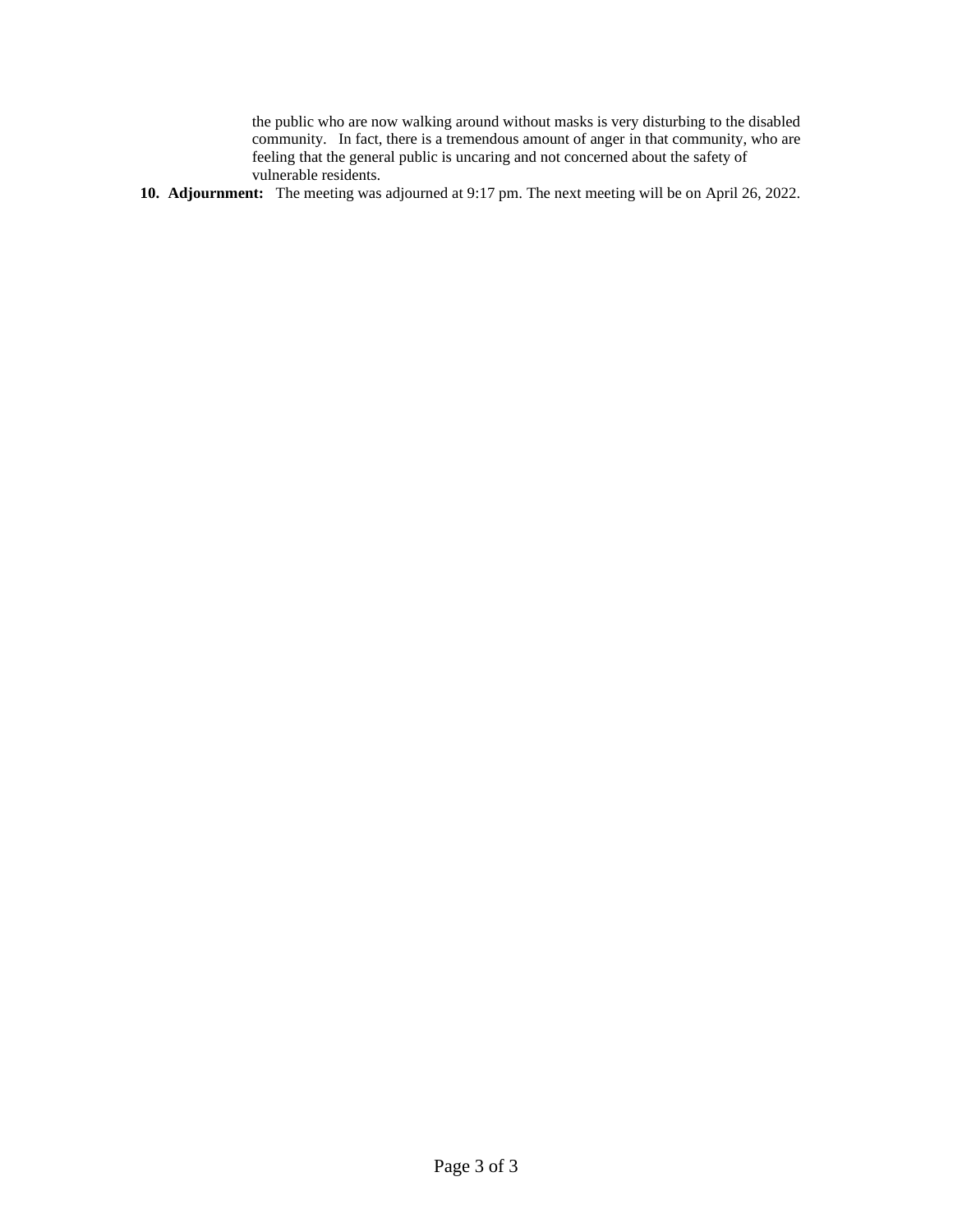the public who are now walking around without masks is very disturbing to the disabled community. In fact, there is a tremendous amount of anger in that community, who are feeling that the general public is uncaring and not concerned about the safety of vulnerable residents.

10. **Adjournment:** The meeting was adjourned at 9:17 pm. The next meeting will be on April 26, 2022.